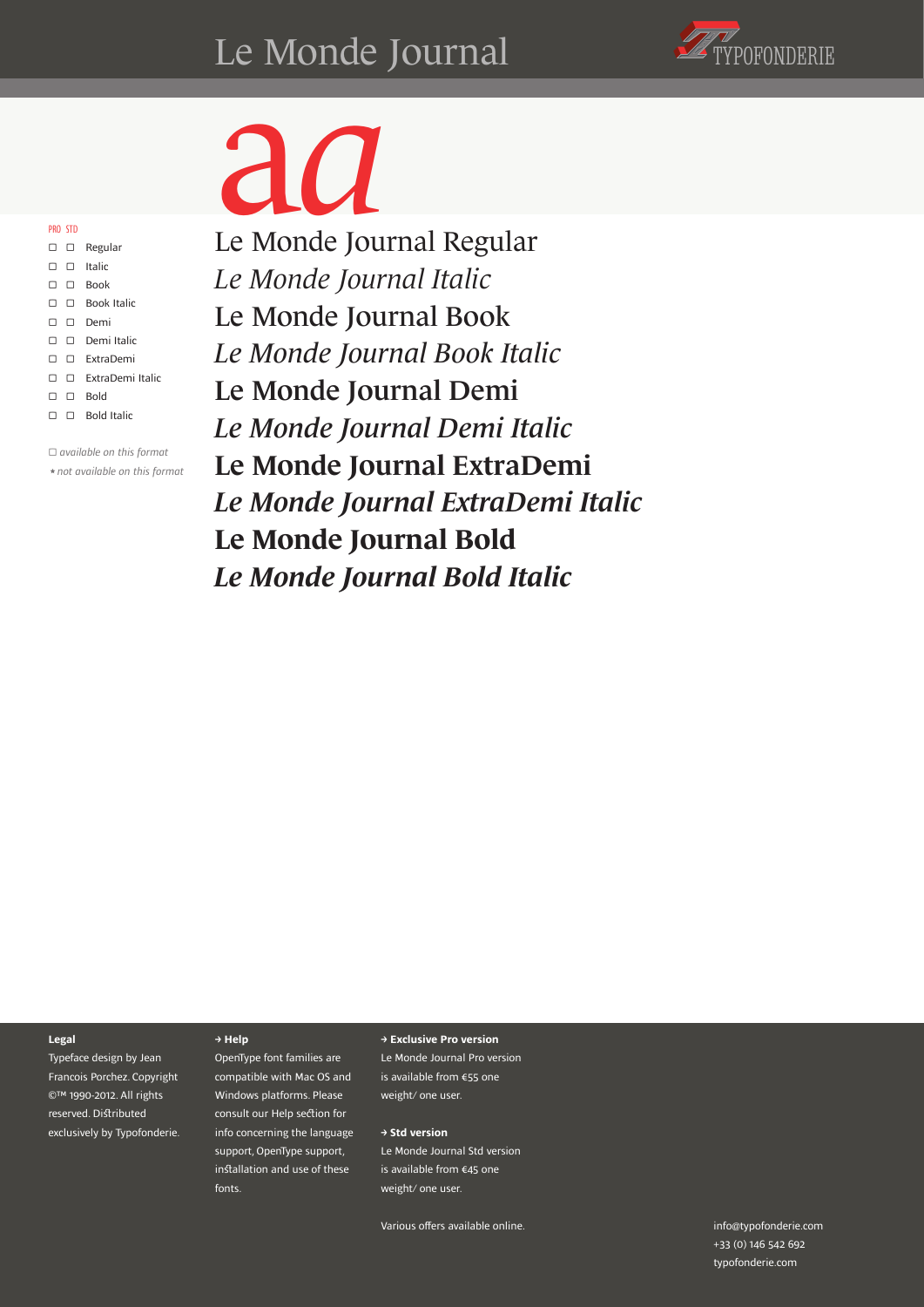# Le Monde Journal

TYPOFONDERIE

aa

| PRO | STD | |
|---|---|---|
| □ | □ | Regular |
| □ | □ | Italic |
| □ | □ | Book |
| □ | □ | Book Italic |
| □ | □ | Demi |
| □ | □ | Demi Italic |
| □ | □ | ExtraDemi |
| □ | □ | ExtraDemi Italic |
| □ | □ | Bold |
| □ | □ | Bold Italic |

□ *available on this format*
∗ *not available on this format*

Le Monde Journal Regular

*Le Monde Journal Italic*

Le Monde Journal Book

*Le Monde Journal Book Italic*

**Le Monde Journal Demi**

***Le Monde Journal Demi Italic***

**Le Monde Journal ExtraDemi**

***Le Monde Journal ExtraDemi Italic***

**Le Monde Journal Bold**

***Le Monde Journal Bold Italic***

**Legal**

Typeface design by Jean Francois Porchez. Copyright ©™ 1990-2012. All rights reserved. Distributed exclusively by Typofonderie.

**→ Help**

OpenType font families are compatible with Mac OS and Windows platforms. Please consult our Help section for info concerning the language support, OpenType support, installation and use of these fonts.

**→ Exclusive Pro version**

Le Monde Journal Pro version is available from €55 one weight/ one user.

**→ Std version**

Le Monde Journal Std version is available from €45 one weight/ one user.

Various offers available online.

info@typofonderie.com
+33 (0) 146 542 692
typofonderie.com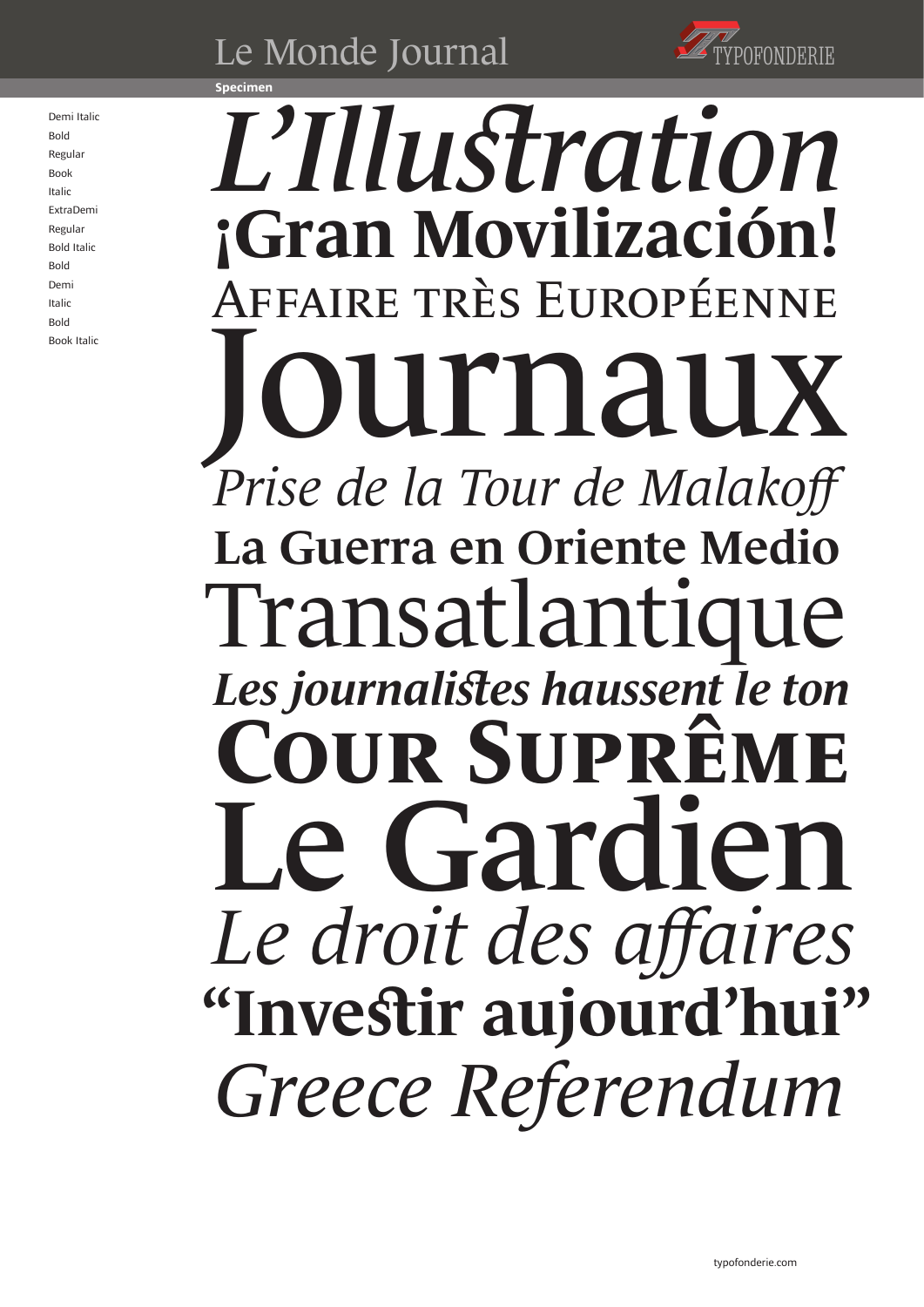# Le Monde Journal

TYPOFONDERIE

**Specimen**

Demi Italic
Bold
Regular
Book
Italic
ExtraDemi
Regular
Bold Italic
Bold
Demi
Italic
Bold
Book Italic

*L'Illustration*

**¡Gran Movilización!**

Affaire très Européenne

Journaux

*Prise de la Tour de Malakoff*

**La Guerra en Oriente Medio**

Transatlantique

***Les journalistes haussent le ton***

**Cour Suprême**

**Le Gardien**

*Le droit des affaires*

**“Investir aujourd'hui”**

*Greece Referendum*

typofonderie.com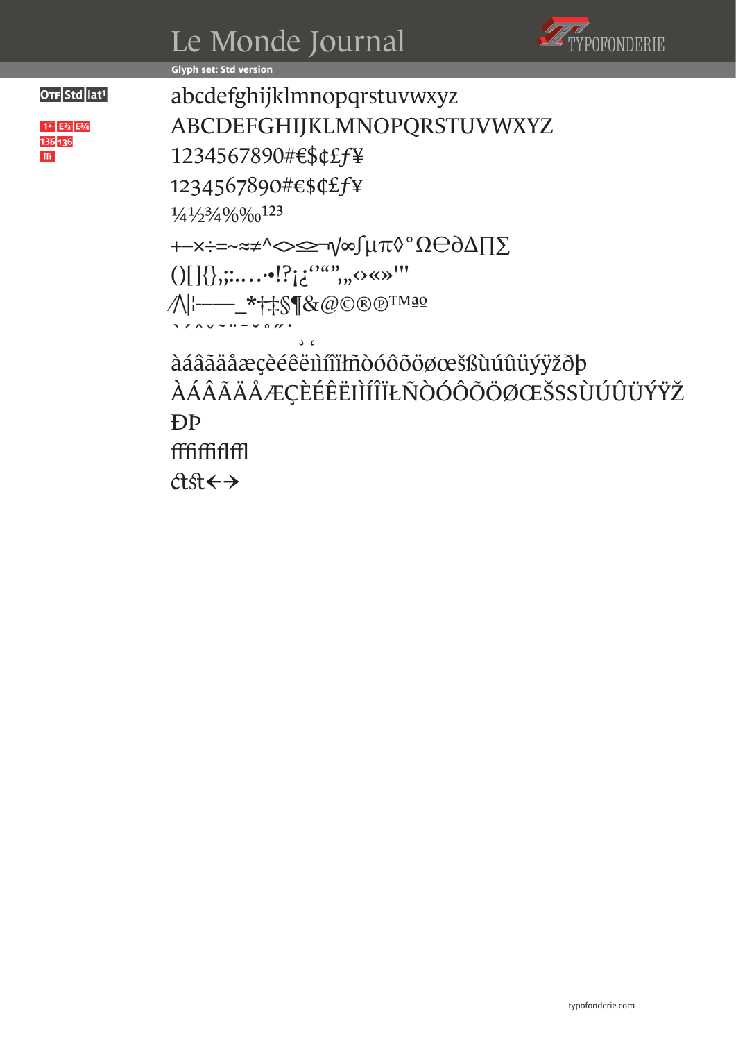# Le Monde Journal

TYPOFONDERIE

**Glyph set: Std version**

OTF Std lat1

1ª E²₃ E¾
136 136
ffi

abcdefghijklmnopqrstuvwxyz
ABCDEFGHIJKLMNOPQRSTUVWXYZ
1234567890#€$¢£ƒ¥
1234567890#€$¢£ƒ¥
¼½¾%‰¹²³
+−×÷=~≈≠^<>≤≥¬√∞∫µπ◊°Ω℮∂∆∏∑
()[]{},;:….·•!?¡¿‘’“”‚„‹›«»'"
⁄/\|¦-–—_*†‡§¶&@©®℗™ªº
` ´ ˆ ˇ ˜ ¨ ¯ ˘ ˚ ˝ ˙ ¸ ˛
àáâãäåæçèéêëìíîïłñòóôõöøœšßùúûüýÿžðþ
ÀÁÂÃÄÅÆÇÈÉÊËÌÍÎÏŁÑÒÓÔÕÖØŒŠSSÙÚÛÜÝŸŽ
ĐÞ
ffffiffiflffl
ctst←→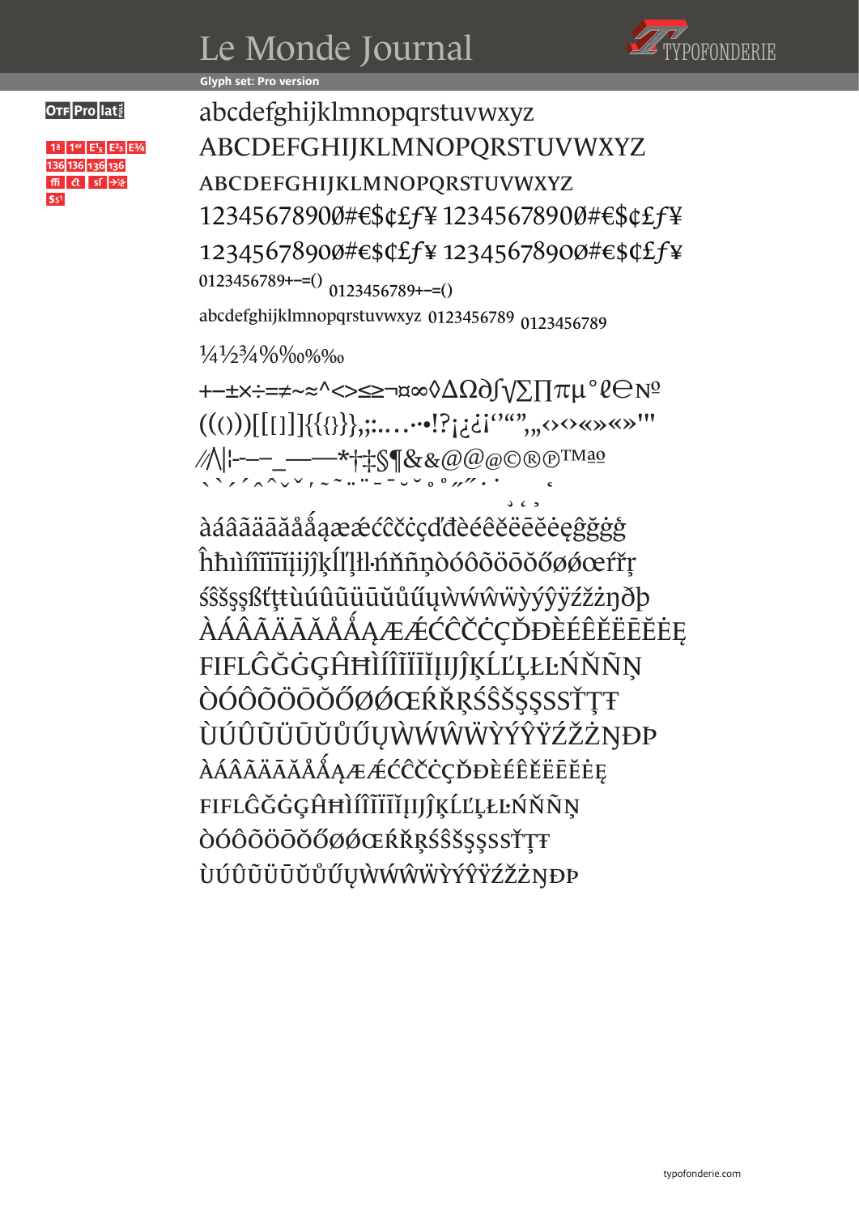# Le Monde Journal

Glyph set: Pro version

OTF Pro lat

1ª 1er E¹₅ E²₃ E¾
136 136 136 136
ffi ct sſ →
Ss¹

abcdefghijklmnopqrstuvwxyz
ABCDEFGHIJKLMNOPQRSTUVWXYZ
ABCDEFGHIJKLMNOPQRSTUVWXYZ
1234567890Ø#€$¢£ƒ¥ 1234567890Ø#€$¢£ƒ¥
1234567890Ø#€$¢£ƒ¥ 1234567890Ø#€$¢£ƒ¥
0123456789+−=() 0123456789+−=()
abcdefghijklmnopqrstuvwxyz 0123456789 0123456789
¼½¾%‰%‰
+−±×÷=≠~≈^<>≤≥¬¤∞◊ΔΩ∂∫√∑∏πµ°ℓ℮№
((()))[[[]]]{{{}}},;:…...·•!?¡¿¿¡'‘“”,„‹›‹›«»«»'"
//\|¦-–—_——*†‡§¶&&@@@©®℗™ªº
` ` ´ ´ ^ ^ ˇ ˇ ˜ ˜ ¨ ¨ ¯ ¯ ˘ ˘ ˚ ˚ ˝ ˝ ˙ ˙ ¸ ˛ ʻ ʼ ʻ
àáâãäāăåǻąæǽćĉčċçďđèéêěëēĕėęĝğġģ
ĥħıìíîïĩīĭįijĵķĺľļŀłńňñņòóôõöōŏőøǿœŕřŗ
śŝšşșßťţŧùúûũüūŭůűųẁẃŵẅỳýŷÿźžżŋðþ
ÀÁÂÃÄĀĂÅǺĄÆǼĆĈČĊÇĎĐÈÉÊĚËĒĔĖĘ
FIFLĜĞĠĢĤĦÌÍÎÏĨĪĬĮIJĴĶĹĽĻŁĿŃŇÑŅ
ÒÓÔÕÖŌŎŐØǾŒŔŘŖŚŜŠŞȘSSŤŢŦ
ÙÚÛŨÜŪŬŮŰŲẀẂŴẄỲÝŶŸŹŽŻŊÐÞ
ÀÁÂÃÄĀĂÅǺĄÆǼĆĈČĊÇĎĐÈÉÊĚËĒĔĖĘ
FIFLĜĞĠĢĤĦÌÍÎÏĨĪĬĮIJĴĶĹĽĻŁĿŃŇÑŅ
ÒÓÔÕÖŌŎŐØǾŒŔŘŖŚŜŠŞȘSSŤŢŦ
ÙÚÛŨÜŪŬŮŰŲẀẂŴẄỲÝŶŸŹŽŻŊÐÞ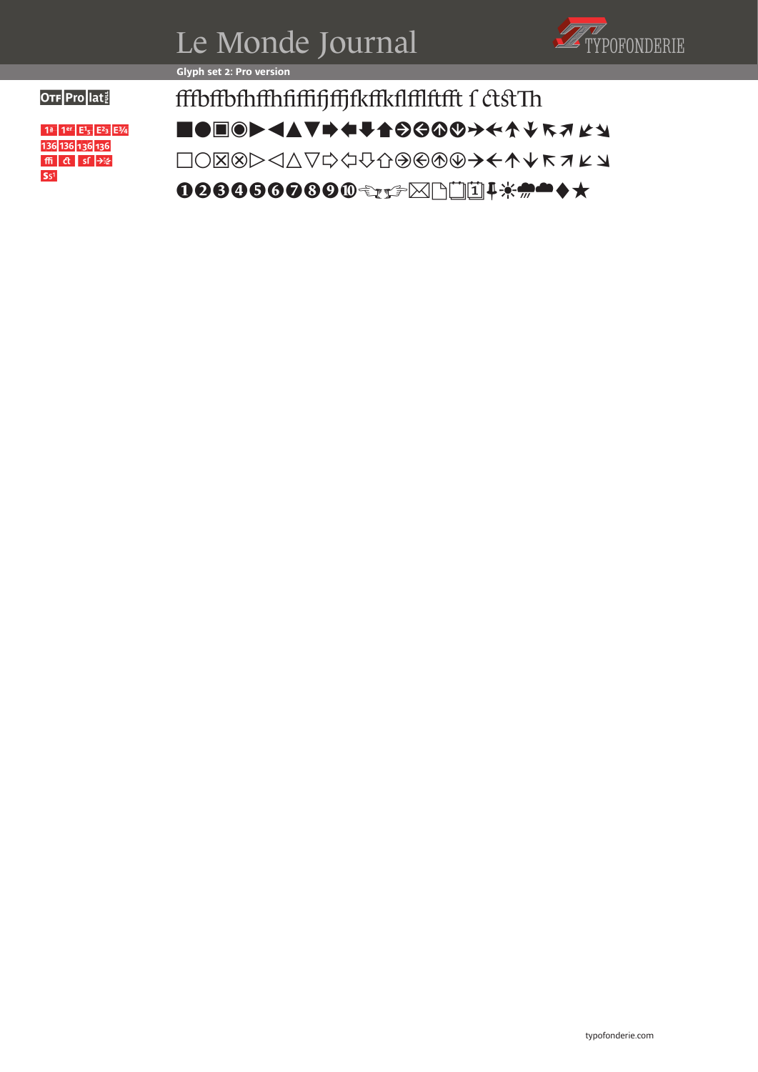# Le Monde Journal

## Glyph set 2: Pro version

OTF Pro lat FULL

1ª 1er E¹₅ E²₃ E¾
136 136 136 136
ffi ct sſ →☼
Ss¹

ﬀbﬀbﬀhﬀhﬁﬃﬁjﬀjﬁkﬀkﬂﬄﬅﬀt ſ ct st Th

■●▣◉▶◀▲▼➡⬅⬇⬆➲⇦⇧⇩➝←↑↓↖↗↙↘

□○⊠⊗▷◁△▽⇨⇦⇩⇧⊛⊛⊛⊛→←↑↓↖↗↙↘

➊➋➌➍➎➏➐➑➒➓☜☞☞✉🗋🗍📅📌☀🌧☁◆★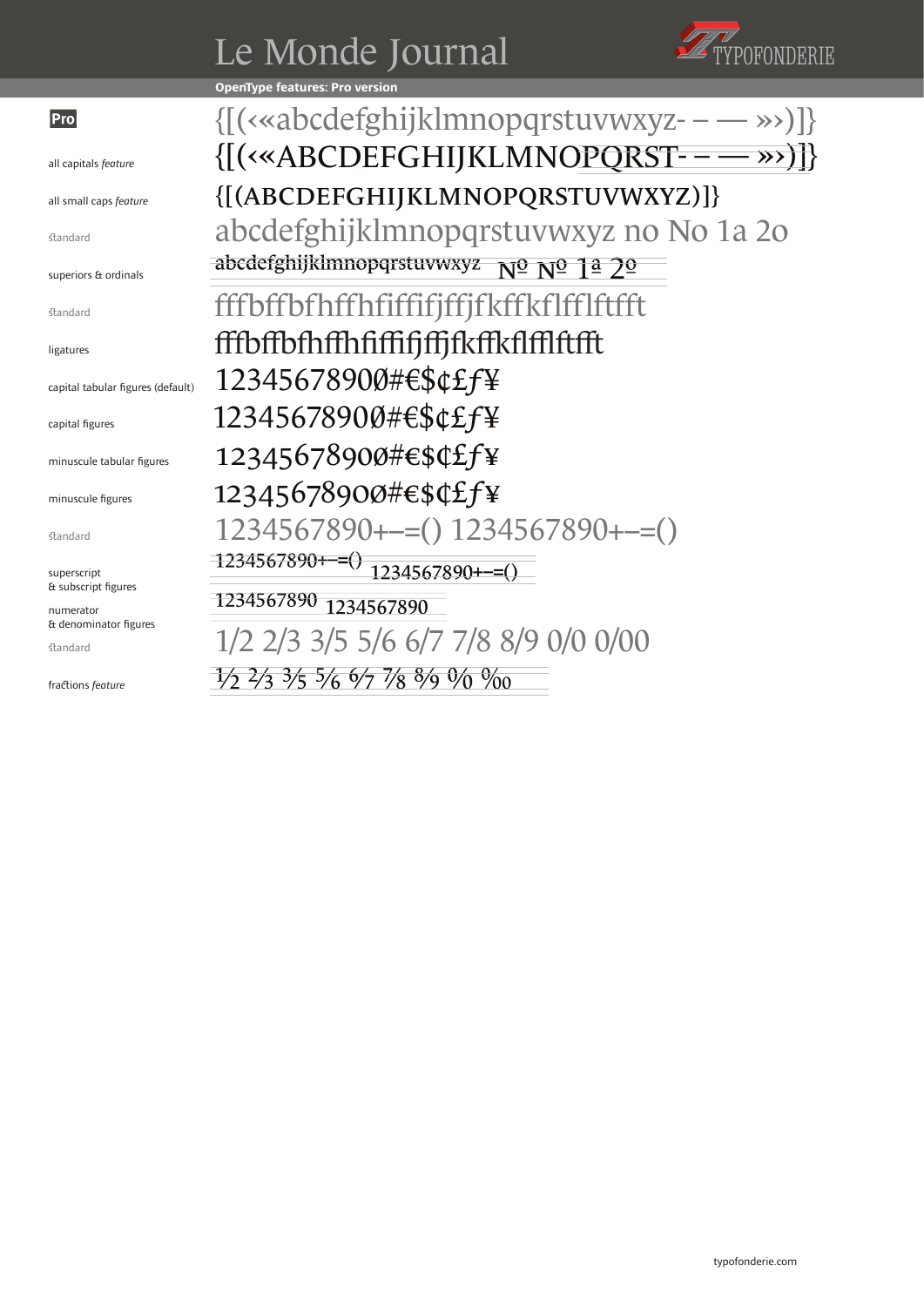# Le Monde Journal

TYPOFONDERIE

**OpenType features: Pro version**

| | |
|---|---|
| **Pro** | {[(‹«abcdefghijklmnopqrstuvwxyz- – — »›)]} |
| all capitals *feature* | {[(‹«ABCDEFGHIJKLMNOPQRST- – — »›)]} |
| all small caps *feature* | {[(ABCDEFGHIJKLMNOPQRSTUVWXYZ)]} |
| standard | abcdefghijklmnopqrstuvwxyz no No 1a 2o |
| superiors & ordinals | abcdefghijklmnopqrstuvwxyz № № 1ª 2º |
| standard | fffbffbfhffhfiffifjffjfkffkflfflftfft |
| ligatures | fffbffbfhffhfiffifjffjfkffkflfflftfft |
| capital tabular figures (default) | 1234567890Ø#€$¢£ƒ¥ |
| capital figures | 1234567890Ø#€$¢£ƒ¥ |
| minuscule tabular figures | 1234567890Ø#€$¢£ƒ¥ |
| minuscule figures | 1234567890Ø#€$¢£ƒ¥ |
| standard | 1234567890+–=() 1234567890+–=() |
| superscript & subscript figures | 1234567890+–=() 1234567890+–=() |
| numerator & denominator figures | 1234567890 1234567890 |
| standard | 1/2 2/3 3/5 5/6 6/7 7/8 8/9 0/0 0/00 |
| fractions *feature* | ½ ⅔ ⅗ ⅚ 6⁄7 ⅞ 8⁄9 0⁄0 ‰ |

typofonderie.com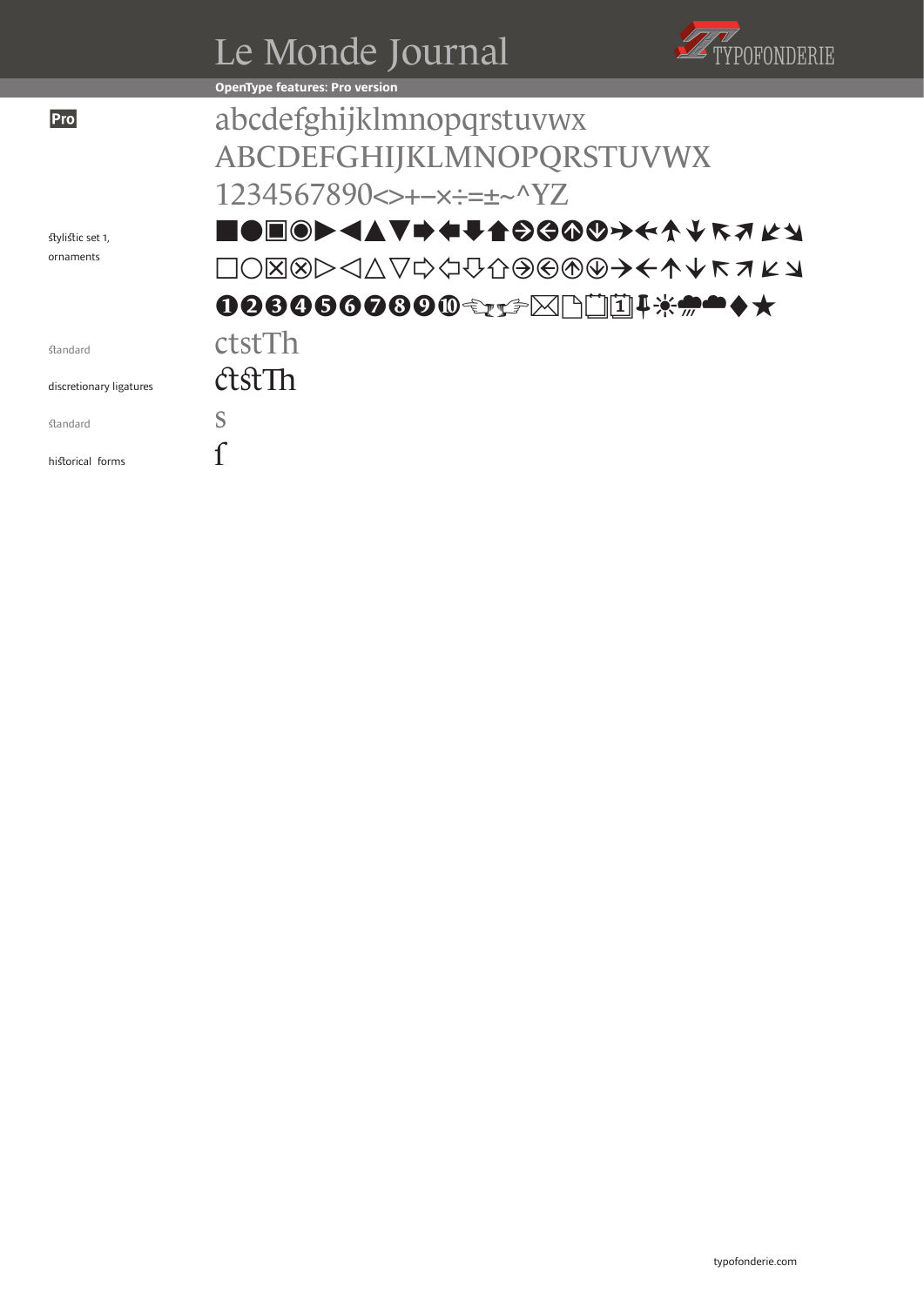# Le Monde Journal

**OpenType features: Pro version**

**Pro**

abcdefghijklmnopqrstuvwx
ABCDEFGHIJKLMNOPQRSTUVWX
1234567890<>+–×÷=±~^YZ

stylistic set 1, ornaments

■●▣◉▶◀▲▼➡⬅⬇⬆➔⬅⬆⬇➛⬅⬆⬇⬉⬈⬋⬊
□○☒⊗▷◁△▽⇨⇦⇩⇧➔⬅⬆⬇→←↑↓↖↗↙↘
➊➋➌➍➎➏➐➑➒➓☜☞☞✉🗋❏📅📌☀🌧☁♦★

| Feature | Sample |
|---|---|
| standard | ctstTh |
| discretionary ligatures | ctstTh |
| standard | s |
| historical forms | ſ |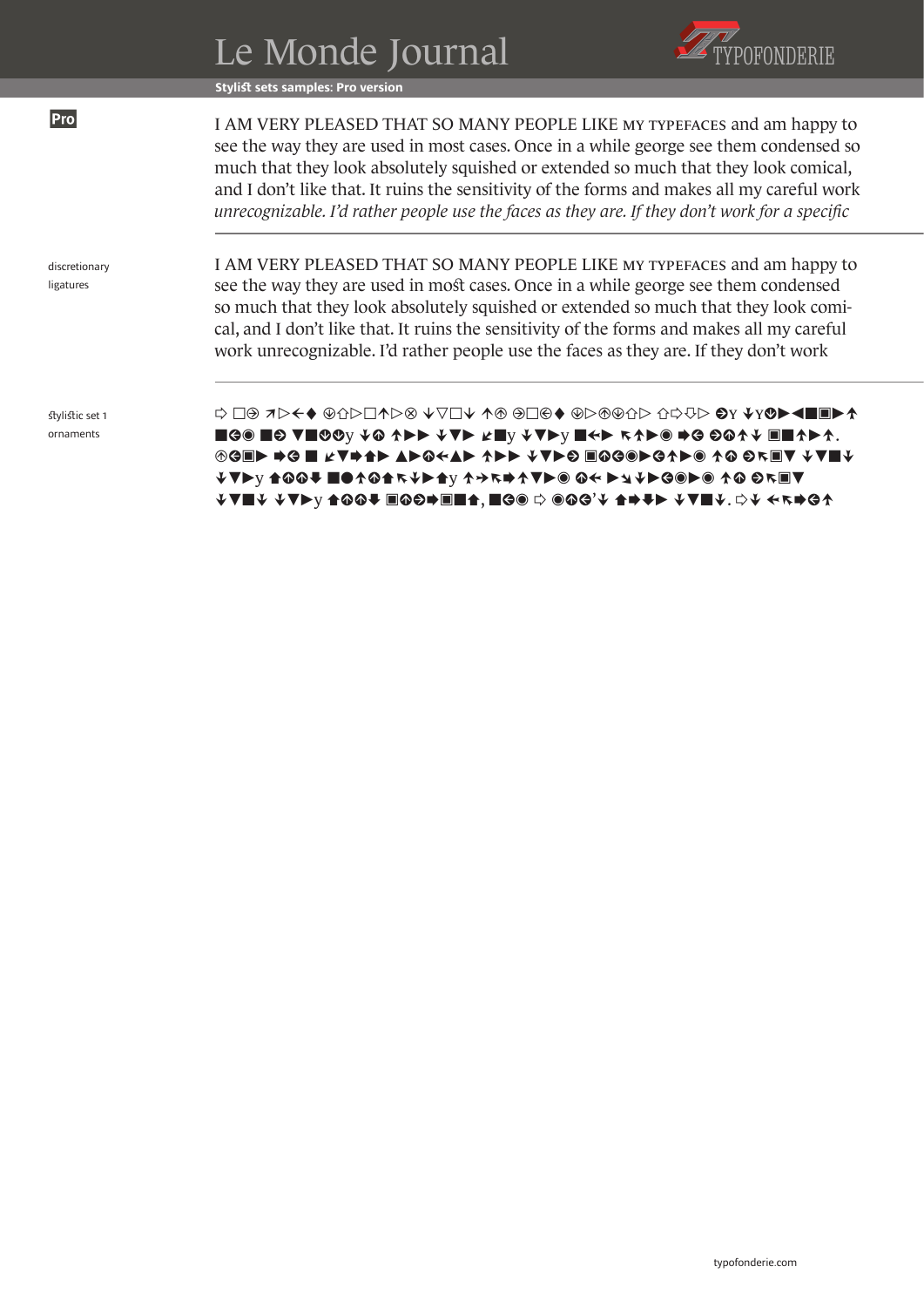# Le Monde Journal

TYPOFONDERIE

**Stylist sets samples: Pro version**

**Pro**

I AM VERY PLEASED THAT SO MANY PEOPLE LIKE MY TYPEFACES and am happy to see the way they are used in most cases. Once in a while george see them condensed so much that they look absolutely squished or extended so much that they look comical, and I don't like that. It ruins the sensitivity of the forms and makes all my careful work *unrecognizable. I'd rather people use the faces as they are. If they don't work for a specific*

discretionary ligatures

I AM VERY PLEASED THAT SO MANY PEOPLE LIKE MY TYPEFACES and am happy to see the way they are used in moﬆ cases. Once in a while george see them condensed so much that they look absolutely squished or extended so much that they look comi-cal, and I don't like that. It ruins the sensitivity of the forms and makes all my careful work unrecognizable. I'd rather people use the faces as they are. If they don't work

ﬆylistic set 1 ornaments

⇨ □➲ ↗▷⇠♦ ⊛⇧▷□↑▷⊗ ↓▽□↓ ↑⇑ ➲□⇦♦ ⊛▷⇑⊛⇧▷ ⇧⇨⇩▷ ➲Y ↓Y⊛▶◀■▣▶↑ ■⇦◉ ■➲ ▼■⊛⊛y ↓⇑ ↑▶▶ ↓▼▶ ↙■y ↓▼▶y ■⇷▶ ↖↑▶◉ ➡⇦ ➲⇑↑↓ ▣■↑▶↑. ⇑⇦▣▶ ➡⇦ ■ ↙▼➡⬆▶ ▲▶⇑⇠▲▶ ↑▶▶ ↓▼▶➲ ▣⇑⇦◉▶⇦↑▶◉ ↑⇑ ➲↖▣▼ ↓▼■↓ ↓▼▶y ⬆⇑⇑⬇ ■●↑⇑⬆↖↓▶⬆y ↑➔↖➡↑▼▶◉ ⇑⇠ ▶↘↓▶⇦◉▶◉ ↑⇑ ➲↖▣▼ ↓▼■↓ ↓▼▶y ⬆⇑⇑⬇ ▣⇑➲➡▣■⬆, ■⇦◉ ⇨ ◉⇑⇦'↓ ⬆➡⬇▶ ↓▼■↓. ⇨↓ ⇠↖➡⇦↑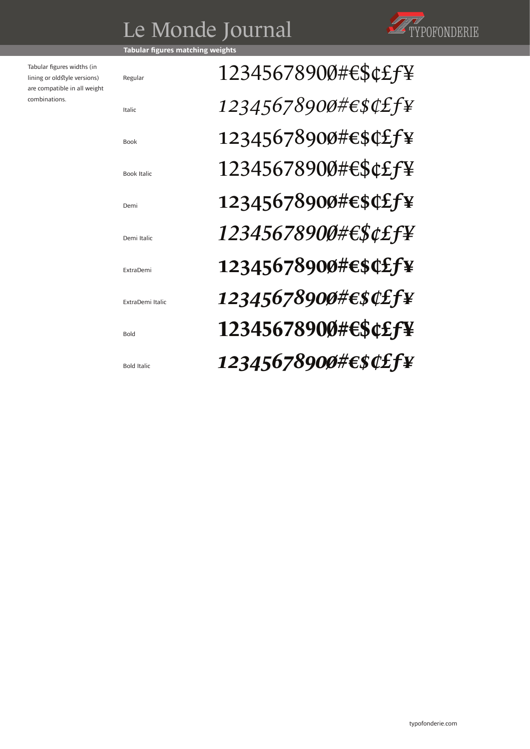# Le Monde Journal

## Tabular figures matching weights

Tabular figures widths (in lining or oldstyle versions) are compatible in all weight combinations.

| Weight | Sample |
| --- | --- |
| Regular | 12345678900#€$¢£ƒ¥ |
| Italic | *12345678900#€$¢£ƒ¥* |
| Book | 12345678900#€$¢£ƒ¥ |
| Book Italic | 12345678900#€$¢£ƒ¥ |
| Demi | **12345678900#€$¢£ƒ¥** |
| Demi Italic | ***12345678900#€$¢£ƒ¥*** |
| ExtraDemi | **12345678900#€$¢£ƒ¥** |
| ExtraDemi Italic | ***12345678900#€$¢£ƒ¥*** |
| Bold | **12345678900#€$¢£ƒ¥** |
| Bold Italic | ***12345678900#€$¢£ƒ¥*** |

typofonderie.com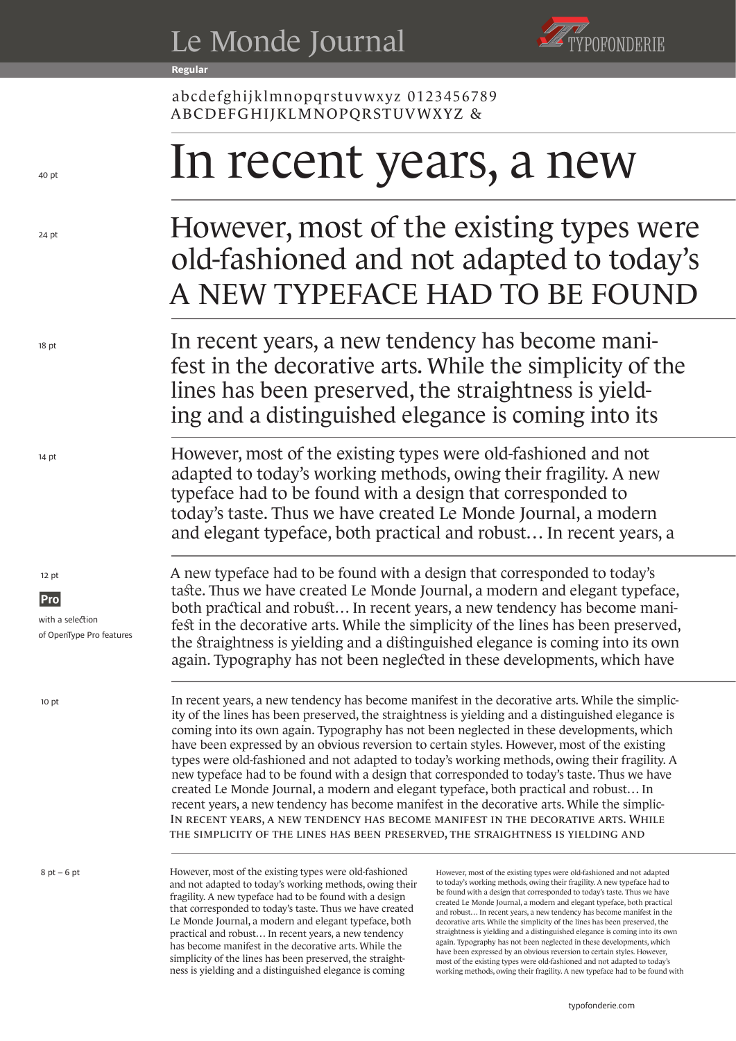# Le Monde Journal

TYPOFONDERIE

**Regular**

abcdefghijklmnopqrstuvwxyz 0123456789
ABCDEFGHIJKLMNOPQRSTUVWXYZ &

40 pt

In recent years, a new

24 pt

However, most of the existing types were old-fashioned and not adapted to today's
A NEW TYPEFACE HAD TO BE FOUND

18 pt

In recent years, a new tendency has become manifest in the decorative arts. While the simplicity of the lines has been preserved, the straightness is yielding and a distinguished elegance is coming into its

14 pt

However, most of the existing types were old-fashioned and not adapted to today's working methods, owing their fragility. A new typeface had to be found with a design that corresponded to today's taste. Thus we have created Le Monde Journal, a modern and elegant typeface, both practical and robust… In recent years, a

12 pt

**Pro**

with a selection of OpenType Pro features

A new typeface had to be found with a design that corresponded to today's taste. Thus we have created Le Monde Journal, a modern and elegant typeface, both practical and robust… In recent years, a new tendency has become manifest in the decorative arts. While the simplicity of the lines has been preserved, the straightness is yielding and a distinguished elegance is coming into its own again. Typography has not been neglected in these developments, which have

10 pt

In recent years, a new tendency has become manifest in the decorative arts. While the simplicity of the lines has been preserved, the straightness is yielding and a distinguished elegance is coming into its own again. Typography has not been neglected in these developments, which have been expressed by an obvious reversion to certain styles. However, most of the existing types were old-fashioned and not adapted to today's working methods, owing their fragility. A new typeface had to be found with a design that corresponded to today's taste. Thus we have created Le Monde Journal, a modern and elegant typeface, both practical and robust… In recent years, a new tendency has become manifest in the decorative arts. While the simplic-
IN RECENT YEARS, A NEW TENDENCY HAS BECOME MANIFEST IN THE DECORATIVE ARTS. WHILE THE SIMPLICITY OF THE LINES HAS BEEN PRESERVED, THE STRAIGHTNESS IS YIELDING AND

8 pt – 6 pt

However, most of the existing types were old-fashioned and not adapted to today's working methods, owing their fragility. A new typeface had to be found with a design that corresponded to today's taste. Thus we have created Le Monde Journal, a modern and elegant typeface, both practical and robust… In recent years, a new tendency has become manifest in the decorative arts. While the simplicity of the lines has been preserved, the straightness is yielding and a distinguished elegance is coming

However, most of the existing types were old-fashioned and not adapted to today's working methods, owing their fragility. A new typeface had to be found with a design that corresponded to today's taste. Thus we have created Le Monde Journal, a modern and elegant typeface, both practical and robust… In recent years, a new tendency has become manifest in the decorative arts. While the simplicity of the lines has been preserved, the straightness is yielding and a distinguished elegance is coming into its own again. Typography has not been neglected in these developments, which have been expressed by an obvious reversion to certain styles. However, most of the existing types were old-fashioned and not adapted to today's working methods, owing their fragility. A new typeface had to be found with

typofonderie.com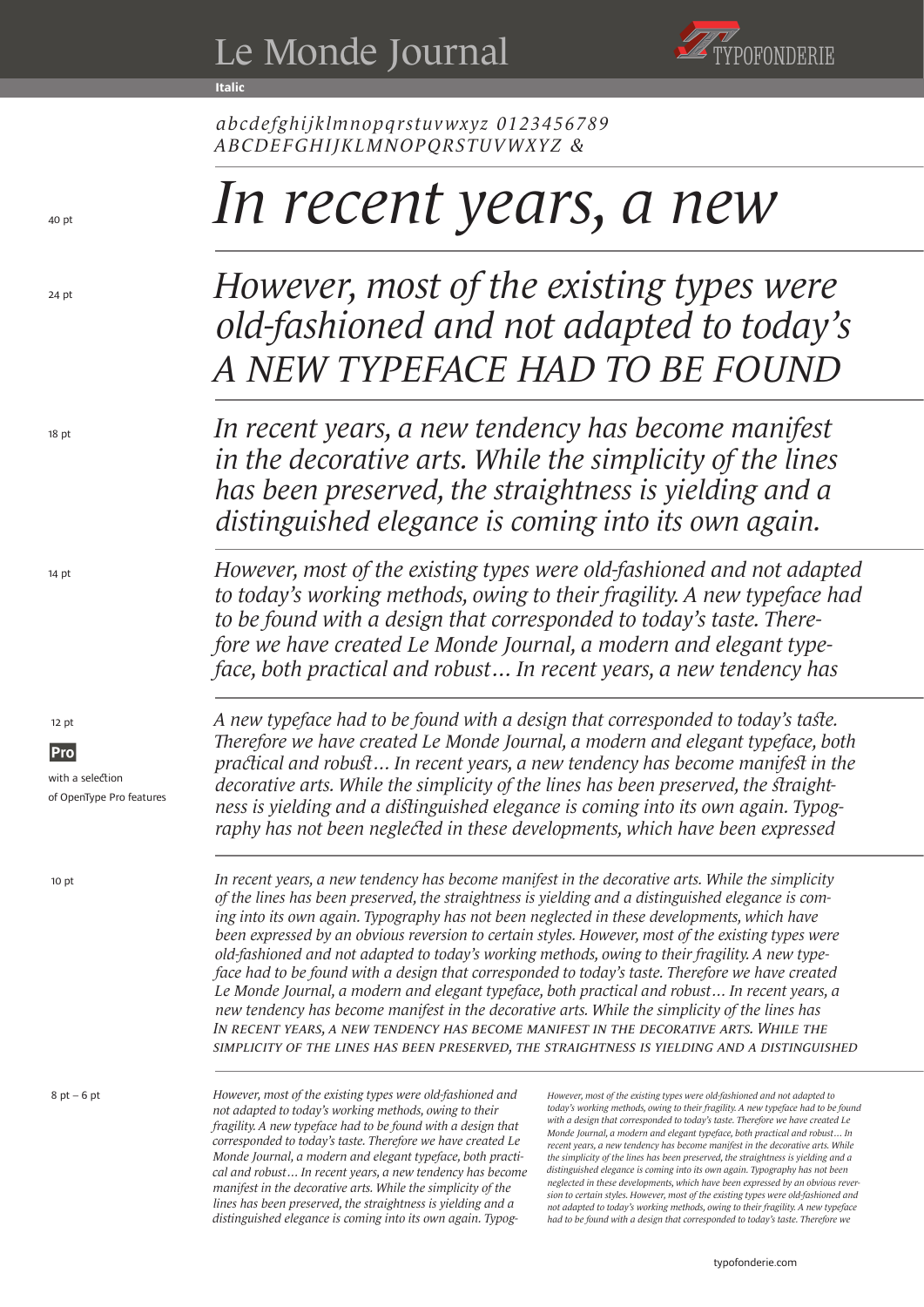# Le Monde Journal

TYPOFONDERIE

**Italic**

*abcdefghijklmnopqrstuvwxyz 0123456789*
*ABCDEFGHIJKLMNOPQRSTUVWXYZ &*

40 pt

*In recent years, a new*

24 pt

*However, most of the existing types were old-fashioned and not adapted to today's*
*A NEW TYPEFACE HAD TO BE FOUND*

18 pt

*In recent years, a new tendency has become manifest in the decorative arts. While the simplicity of the lines has been preserved, the straightness is yielding and a distinguished elegance is coming into its own again.*

14 pt

*However, most of the existing types were old-fashioned and not adapted to today's working methods, owing to their fragility. A new typeface had to be found with a design that corresponded to today's taste. Therefore we have created Le Monde Journal, a modern and elegant typeface, both practical and robust… In recent years, a new tendency has*

12 pt

**Pro**

with a selection of OpenType Pro features

*A new typeface had to be found with a design that corresponded to today's taste. Therefore we have created Le Monde Journal, a modern and elegant typeface, both practical and robust… In recent years, a new tendency has become manifest in the decorative arts. While the simplicity of the lines has been preserved, the straightness is yielding and a distinguished elegance is coming into its own again. Typography has not been neglected in these developments, which have been expressed*

10 pt

*In recent years, a new tendency has become manifest in the decorative arts. While the simplicity of the lines has been preserved, the straightness is yielding and a distinguished elegance is coming into its own again. Typography has not been neglected in these developments, which have been expressed by an obvious reversion to certain styles. However, most of the existing types were old-fashioned and not adapted to today's working methods, owing to their fragility. A new typeface had to be found with a design that corresponded to today's taste. Therefore we have created Le Monde Journal, a modern and elegant typeface, both practical and robust… In recent years, a new tendency has become manifest in the decorative arts. While the simplicity of the lines has*
*IN RECENT YEARS, A NEW TENDENCY HAS BECOME MANIFEST IN THE DECORATIVE ARTS. WHILE THE SIMPLICITY OF THE LINES HAS BEEN PRESERVED, THE STRAIGHTNESS IS YIELDING AND A DISTINGUISHED*

8 pt – 6 pt

*However, most of the existing types were old-fashioned and not adapted to today's working methods, owing to their fragility. A new typeface had to be found with a design that corresponded to today's taste. Therefore we have created Le Monde Journal, a modern and elegant typeface, both practical and robust… In recent years, a new tendency has become manifest in the decorative arts. While the simplicity of the lines has been preserved, the straightness is yielding and a distinguished elegance is coming into its own again. Typog-*

*However, most of the existing types were old-fashioned and not adapted to today's working methods, owing to their fragility. A new typeface had to be found with a design that corresponded to today's taste. Therefore we have created Le Monde Journal, a modern and elegant typeface, both practical and robust… In recent years, a new tendency has become manifest in the decorative arts. While the simplicity of the lines has been preserved, the straightness is yielding and a distinguished elegance is coming into its own again. Typography has not been neglected in these developments, which have been expressed by an obvious reversion to certain styles. However, most of the existing types were old-fashioned and not adapted to today's working methods, owing to their fragility. A new typeface had to be found with a design that corresponded to today's taste. Therefore we*

typofonderie.com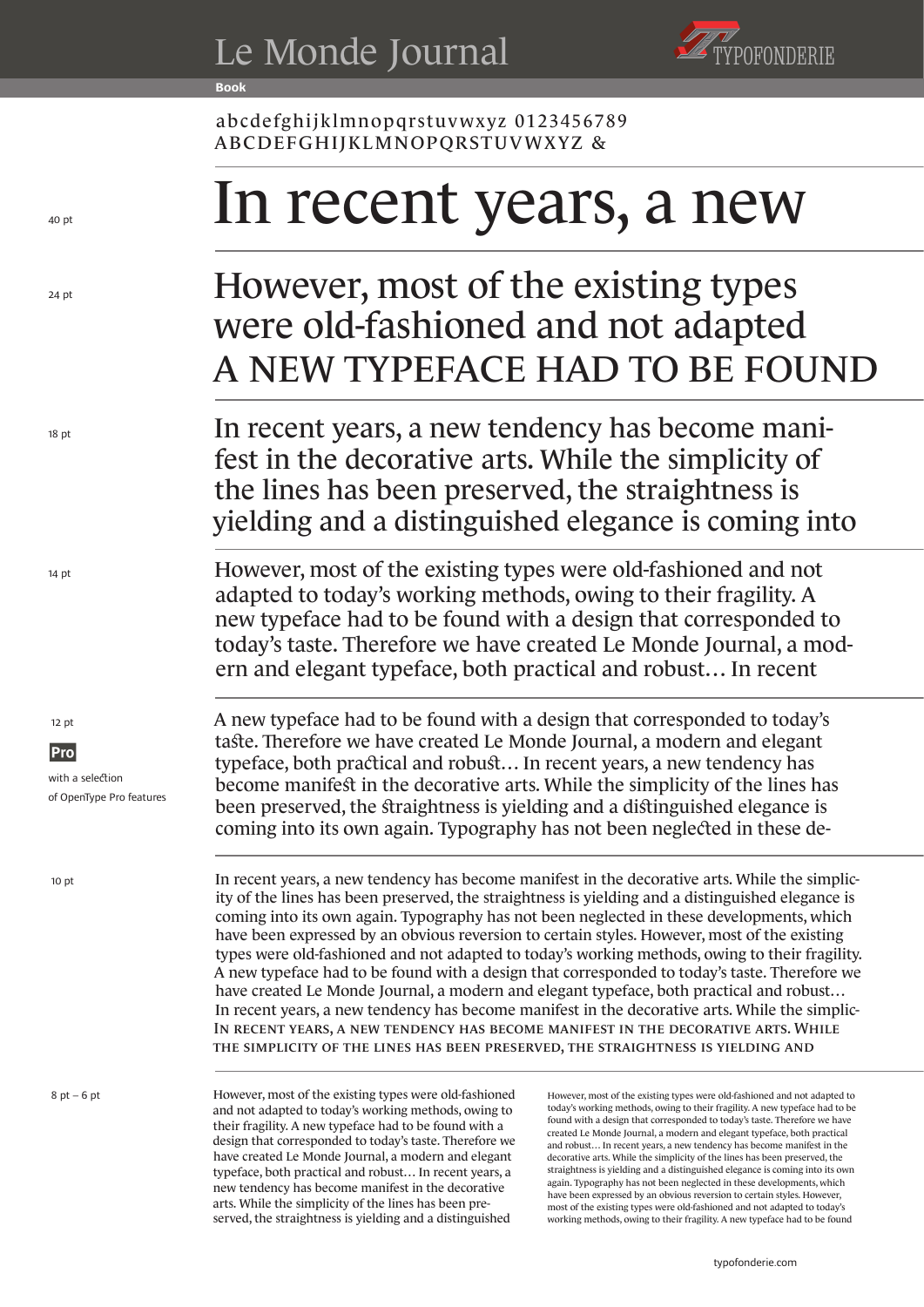# Le Monde Journal

TYPOFONDERIE

**Book**

abcdefghijklmnopqrstuvwxyz 0123456789
ABCDEFGHIJKLMNOPQRSTUVWXYZ &

40 pt

In recent years, a new

24 pt

However, most of the existing types were old-fashioned and not adapted
A NEW TYPEFACE HAD TO BE FOUND

18 pt

In recent years, a new tendency has become manifest in the decorative arts. While the simplicity of the lines has been preserved, the straightness is yielding and a distinguished elegance is coming into

14 pt

However, most of the existing types were old-fashioned and not adapted to today's working methods, owing to their fragility. A new typeface had to be found with a design that corresponded to today's taste. Therefore we have created Le Monde Journal, a modern and elegant typeface, both practical and robust… In recent

12 pt

**Pro**

with a selection of OpenType Pro features

A new typeface had to be found with a design that corresponded to today's taste. Therefore we have created Le Monde Journal, a modern and elegant typeface, both practical and robust… In recent years, a new tendency has become manifest in the decorative arts. While the simplicity of the lines has been preserved, the straightness is yielding and a distinguished elegance is coming into its own again. Typography has not been neglected in these de-

10 pt

In recent years, a new tendency has become manifest in the decorative arts. While the simplicity of the lines has been preserved, the straightness is yielding and a distinguished elegance is coming into its own again. Typography has not been neglected in these developments, which have been expressed by an obvious reversion to certain styles. However, most of the existing types were old-fashioned and not adapted to today's working methods, owing to their fragility. A new typeface had to be found with a design that corresponded to today's taste. Therefore we have created Le Monde Journal, a modern and elegant typeface, both practical and robust… In recent years, a new tendency has become manifest in the decorative arts. While the simplic-
In recent years, a new tendency has become manifest in the decorative arts. While the simplicity of the lines has been preserved, the straightness is yielding and

8 pt – 6 pt

However, most of the existing types were old-fashioned and not adapted to today's working methods, owing to their fragility. A new typeface had to be found with a design that corresponded to today's taste. Therefore we have created Le Monde Journal, a modern and elegant typeface, both practical and robust… In recent years, a new tendency has become manifest in the decorative arts. While the simplicity of the lines has been preserved, the straightness is yielding and a distinguished

However, most of the existing types were old-fashioned and not adapted to today's working methods, owing to their fragility. A new typeface had to be found with a design that corresponded to today's taste. Therefore we have created Le Monde Journal, a modern and elegant typeface, both practical and robust… In recent years, a new tendency has become manifest in the decorative arts. While the simplicity of the lines has been preserved, the straightness is yielding and a distinguished elegance is coming into its own again. Typography has not been neglected in these developments, which have been expressed by an obvious reversion to certain styles. However, most of the existing types were old-fashioned and not adapted to today's working methods, owing to their fragility. A new typeface had to be found

typofonderie.com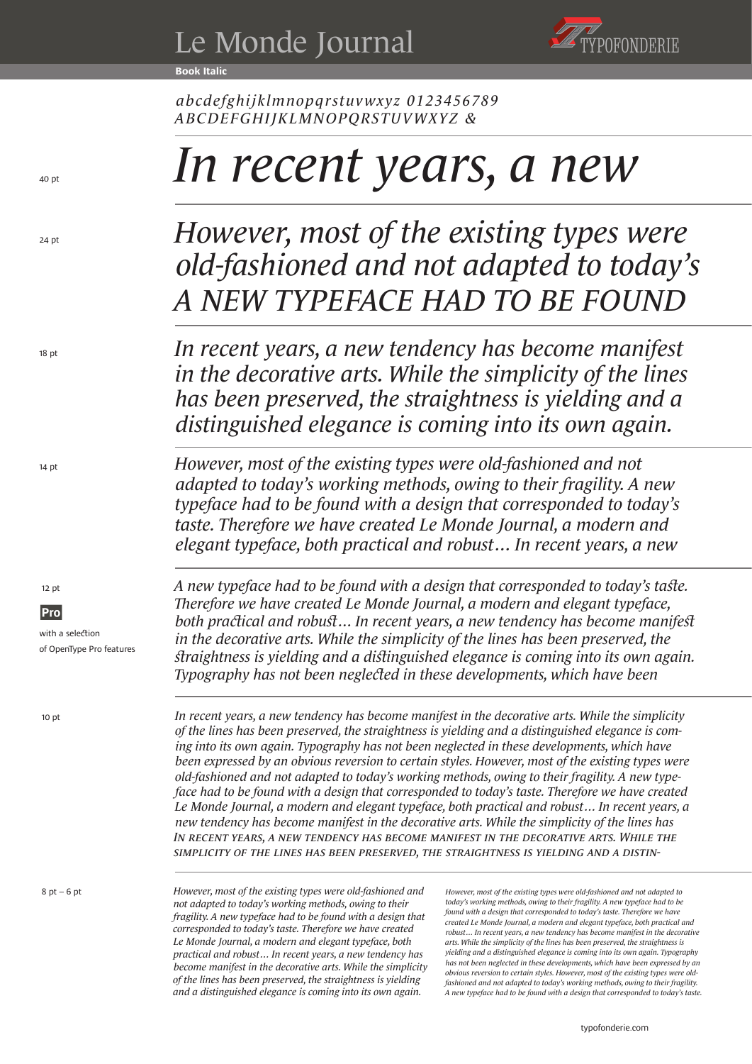# Le Monde Journal

TYPOFONDERIE

**Book Italic**

*abcdefghijklmnopqrstuvwxyz 0123456789*
*ABCDEFGHIJKLMNOPQRSTUVWXYZ &*

40 pt

*In recent years, a new*

24 pt

*However, most of the existing types were old-fashioned and not adapted to today's*
*A NEW TYPEFACE HAD TO BE FOUND*

18 pt

*In recent years, a new tendency has become manifest in the decorative arts. While the simplicity of the lines has been preserved, the straightness is yielding and a distinguished elegance is coming into its own again.*

14 pt

*However, most of the existing types were old-fashioned and not adapted to today's working methods, owing to their fragility. A new typeface had to be found with a design that corresponded to today's taste. Therefore we have created Le Monde Journal, a modern and elegant typeface, both practical and robust… In recent years, a new*

12 pt

**Pro**

with a selection of OpenType Pro features

*A new typeface had to be found with a design that corresponded to today's taste. Therefore we have created Le Monde Journal, a modern and elegant typeface, both practical and robust… In recent years, a new tendency has become manifest in the decorative arts. While the simplicity of the lines has been preserved, the straightness is yielding and a distinguished elegance is coming into its own again. Typography has not been neglected in these developments, which have been*

10 pt

*In recent years, a new tendency has become manifest in the decorative arts. While the simplicity of the lines has been preserved, the straightness is yielding and a distinguished elegance is coming into its own again. Typography has not been neglected in these developments, which have been expressed by an obvious reversion to certain styles. However, most of the existing types were old-fashioned and not adapted to today's working methods, owing to their fragility. A new typeface had to be found with a design that corresponded to today's taste. Therefore we have created Le Monde Journal, a modern and elegant typeface, both practical and robust… In recent years, a new tendency has become manifest in the decorative arts. While the simplicity of the lines has*
*IN RECENT YEARS, A NEW TENDENCY HAS BECOME MANIFEST IN THE DECORATIVE ARTS. WHILE THE SIMPLICITY OF THE LINES HAS BEEN PRESERVED, THE STRAIGHTNESS IS YIELDING AND A DISTIN-*

8 pt – 6 pt

*However, most of the existing types were old-fashioned and not adapted to today's working methods, owing to their fragility. A new typeface had to be found with a design that corresponded to today's taste. Therefore we have created Le Monde Journal, a modern and elegant typeface, both practical and robust… In recent years, a new tendency has become manifest in the decorative arts. While the simplicity of the lines has been preserved, the straightness is yielding and a distinguished elegance is coming into its own again.*

*However, most of the existing types were old-fashioned and not adapted to today's working methods, owing to their fragility. A new typeface had to be found with a design that corresponded to today's taste. Therefore we have created Le Monde Journal, a modern and elegant typeface, both practical and robust… In recent years, a new tendency has become manifest in the decorative arts. While the simplicity of the lines has been preserved, the straightness is yielding and a distinguished elegance is coming into its own again. Typography has not been neglected in these developments, which have been expressed by an obvious reversion to certain styles. However, most of the existing types were old-fashioned and not adapted to today's working methods, owing to their fragility. A new typeface had to be found with a design that corresponded to today's taste.*

typofonderie.com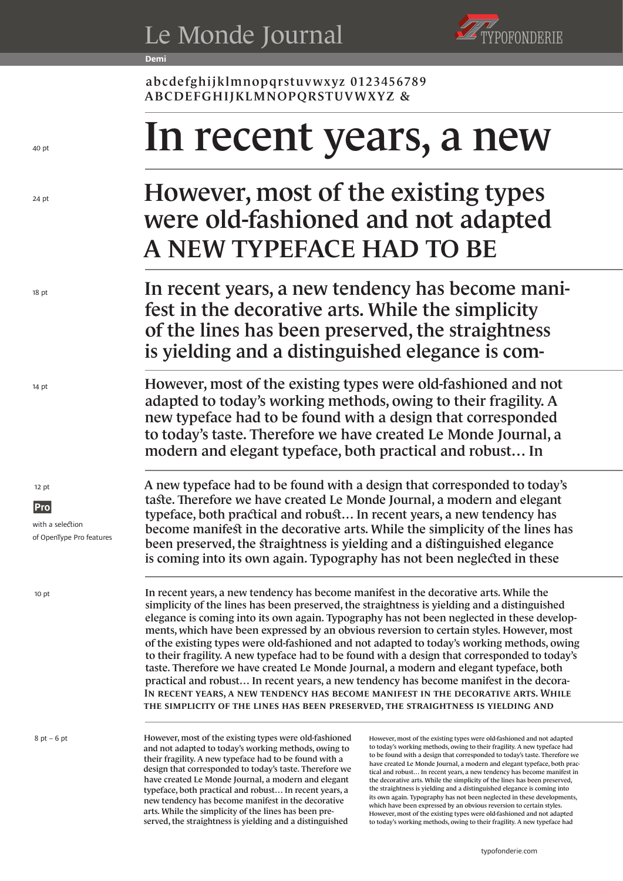# Le Monde Journal

TYPOFONDERIE

**Demi**

abcdefghijklmnopqrstuvwxyz 0123456789
ABCDEFGHIJKLMNOPQRSTUVWXYZ &

40 pt

In recent years, a new

24 pt

However, most of the existing types were old-fashioned and not adapted
A NEW TYPEFACE HAD TO BE

18 pt

In recent years, a new tendency has become manifest in the decorative arts. While the simplicity of the lines has been preserved, the straightness is yielding and a distinguished elegance is com-

14 pt

However, most of the existing types were old-fashioned and not adapted to today's working methods, owing to their fragility. A new typeface had to be found with a design that corresponded to today's taste. Therefore we have created Le Monde Journal, a modern and elegant typeface, both practical and robust… In

12 pt

**Pro**

with a selection of OpenType Pro features

A new typeface had to be found with a design that corresponded to today's taste. Therefore we have created Le Monde Journal, a modern and elegant typeface, both practical and robust… In recent years, a new tendency has become manifest in the decorative arts. While the simplicity of the lines has been preserved, the straightness is yielding and a distinguished elegance is coming into its own again. Typography has not been neglected in these

10 pt

In recent years, a new tendency has become manifest in the decorative arts. While the simplicity of the lines has been preserved, the straightness is yielding and a distinguished elegance is coming into its own again. Typography has not been neglected in these developments, which have been expressed by an obvious reversion to certain styles. However, most of the existing types were old-fashioned and not adapted to today's working methods, owing to their fragility. A new typeface had to be found with a design that corresponded to today's taste. Therefore we have created Le Monde Journal, a modern and elegant typeface, both practical and robust… In recent years, a new tendency has become manifest in the decora-
IN RECENT YEARS, A NEW TENDENCY HAS BECOME MANIFEST IN THE DECORATIVE ARTS. WHILE THE SIMPLICITY OF THE LINES HAS BEEN PRESERVED, THE STRAIGHTNESS IS YIELDING AND

8 pt – 6 pt

However, most of the existing types were old-fashioned and not adapted to today's working methods, owing to their fragility. A new typeface had to be found with a design that corresponded to today's taste. Therefore we have created Le Monde Journal, a modern and elegant typeface, both practical and robust… In recent years, a new tendency has become manifest in the decorative arts. While the simplicity of the lines has been preserved, the straightness is yielding and a distinguished

However, most of the existing types were old-fashioned and not adapted to today's working methods, owing to their fragility. A new typeface had to be found with a design that corresponded to today's taste. Therefore we have created Le Monde Journal, a modern and elegant typeface, both practical and robust… In recent years, a new tendency has become manifest in the decorative arts. While the simplicity of the lines has been preserved, the straightness is yielding and a distinguished elegance is coming into its own again. Typography has not been neglected in these developments, which have been expressed by an obvious reversion to certain styles. However, most of the existing types were old-fashioned and not adapted to today's working methods, owing to their fragility. A new typeface had

typofonderie.com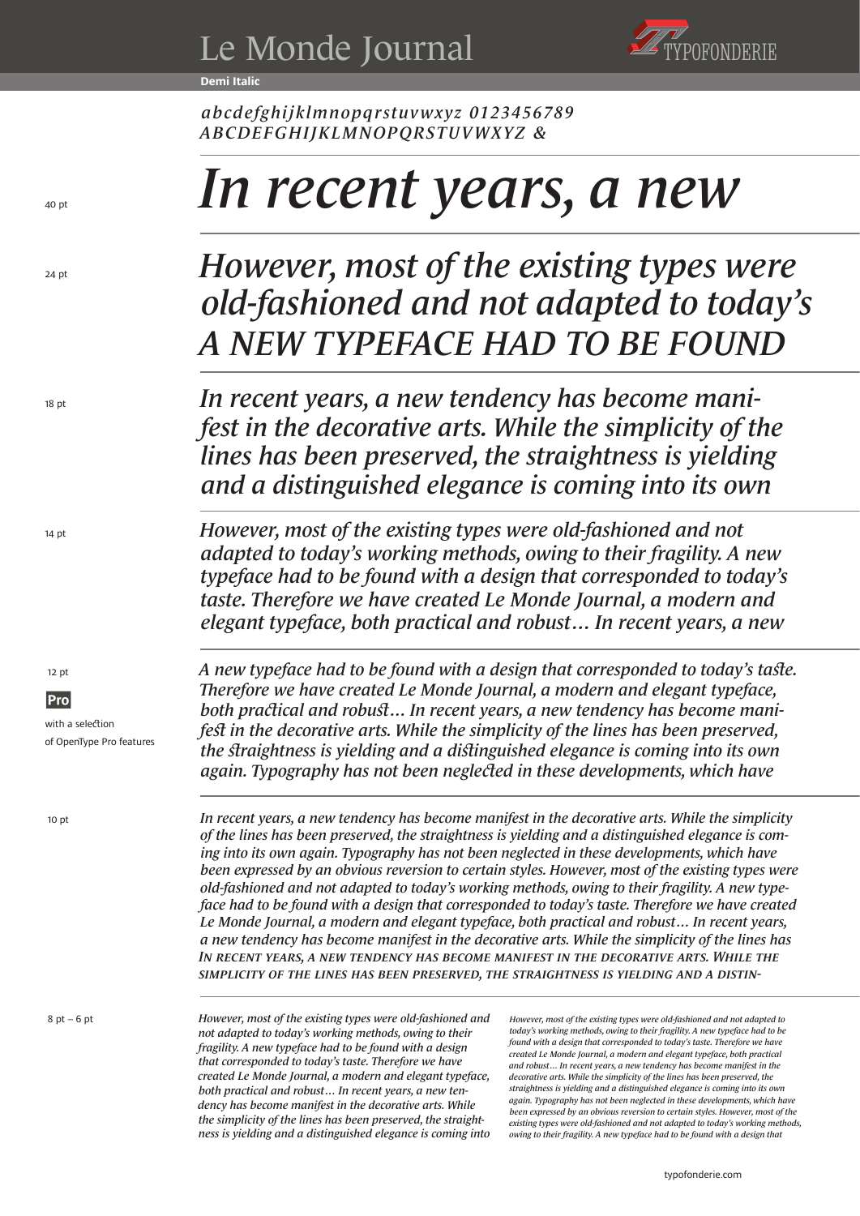# Le Monde Journal

TYPOFONDERIE

**Demi Italic**

*abcdefghijklmnopqrstuvwxyz 0123456789*
*ABCDEFGHIJKLMNOPQRSTUVWXYZ &*

40 pt

*In recent years, a new*

24 pt

*However, most of the existing types were old-fashioned and not adapted to today's A NEW TYPEFACE HAD TO BE FOUND*

18 pt

*In recent years, a new tendency has become manifest in the decorative arts. While the simplicity of the lines has been preserved, the straightness is yielding and a distinguished elegance is coming into its own*

14 pt

*However, most of the existing types were old-fashioned and not adapted to today's working methods, owing to their fragility. A new typeface had to be found with a design that corresponded to today's taste. Therefore we have created Le Monde Journal, a modern and elegant typeface, both practical and robust… In recent years, a new*

12 pt

**Pro**

with a selection of OpenType Pro features

*A new typeface had to be found with a design that corresponded to today's taste. Therefore we have created Le Monde Journal, a modern and elegant typeface, both practical and robust… In recent years, a new tendency has become manifest in the decorative arts. While the simplicity of the lines has been preserved, the straightness is yielding and a distinguished elegance is coming into its own again. Typography has not been neglected in these developments, which have*

10 pt

*In recent years, a new tendency has become manifest in the decorative arts. While the simplicity of the lines has been preserved, the straightness is yielding and a distinguished elegance is coming into its own again. Typography has not been neglected in these developments, which have been expressed by an obvious reversion to certain styles. However, most of the existing types were old-fashioned and not adapted to today's working methods, owing to their fragility. A new typeface had to be found with a design that corresponded to today's taste. Therefore we have created Le Monde Journal, a modern and elegant typeface, both practical and robust… In recent years, a new tendency has become manifest in the decorative arts. While the simplicity of the lines has IN RECENT YEARS, A NEW TENDENCY HAS BECOME MANIFEST IN THE DECORATIVE ARTS. WHILE THE SIMPLICITY OF THE LINES HAS BEEN PRESERVED, THE STRAIGHTNESS IS YIELDING AND A DISTIN-*

8 pt – 6 pt

*However, most of the existing types were old-fashioned and not adapted to today's working methods, owing to their fragility. A new typeface had to be found with a design that corresponded to today's taste. Therefore we have created Le Monde Journal, a modern and elegant typeface, both practical and robust… In recent years, a new tendency has become manifest in the decorative arts. While the simplicity of the lines has been preserved, the straightness is yielding and a distinguished elegance is coming into*

*However, most of the existing types were old-fashioned and not adapted to today's working methods, owing to their fragility. A new typeface had to be found with a design that corresponded to today's taste. Therefore we have created Le Monde Journal, a modern and elegant typeface, both practical and robust… In recent years, a new tendency has become manifest in the decorative arts. While the simplicity of the lines has been preserved, the straightness is yielding and a distinguished elegance is coming into its own again. Typography has not been neglected in these developments, which have been expressed by an obvious reversion to certain styles. However, most of the existing types were old-fashioned and not adapted to today's working methods, owing to their fragility. A new typeface had to be found with a design that*

typofonderie.com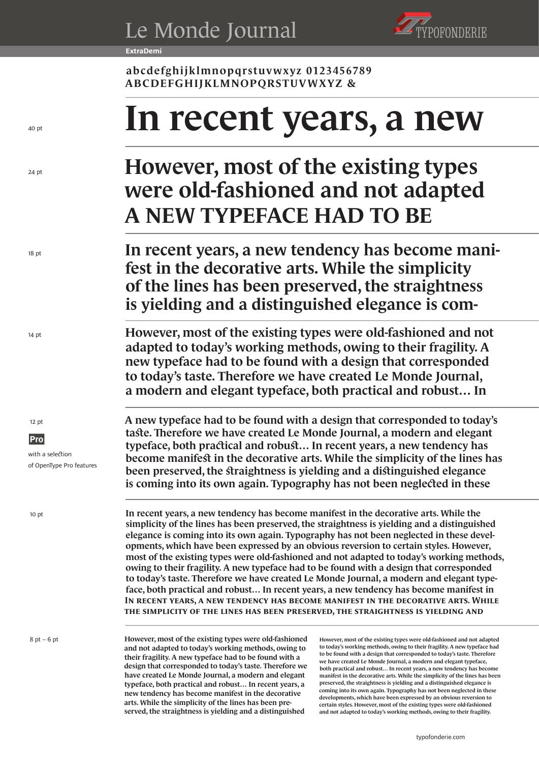# Le Monde Journal

TYPOFONDERIE

**ExtraDemi**

abcdefghijklmnopqrstuvwxyz 0123456789
ABCDEFGHIJKLMNOPQRSTUVWXYZ &

40 pt

# In recent years, a new

24 pt

## However, most of the existing types were old-fashioned and not adapted A NEW TYPEFACE HAD TO BE

18 pt

**In recent years, a new tendency has become manifest in the decorative arts. While the simplicity of the lines has been preserved, the straightness is yielding and a distinguished elegance is com-**

14 pt

**However, most of the existing types were old-fashioned and not adapted to today's working methods, owing to their fragility. A new typeface had to be found with a design that corresponded to today's taste. Therefore we have created Le Monde Journal, a modern and elegant typeface, both practical and robust… In**

12 pt

**Pro**

with a selection of OpenType Pro features

**A new typeface had to be found with a design that corresponded to today's taste. Therefore we have created Le Monde Journal, a modern and elegant typeface, both practical and robust… In recent years, a new tendency has become manifest in the decorative arts. While the simplicity of the lines has been preserved, the straightness is yielding and a distinguished elegance is coming into its own again. Typography has not been neglected in these**

10 pt

**In recent years, a new tendency has become manifest in the decorative arts. While the simplicity of the lines has been preserved, the straightness is yielding and a distinguished elegance is coming into its own again. Typography has not been neglected in these developments, which have been expressed by an obvious reversion to certain styles. However, most of the existing types were old-fashioned and not adapted to today's working methods, owing to their fragility. A new typeface had to be found with a design that corresponded to today's taste. Therefore we have created Le Monde Journal, a modern and elegant typeface, both practical and robust… In recent years, a new tendency has become manifest in IN RECENT YEARS, A NEW TENDENCY HAS BECOME MANIFEST IN THE DECORATIVE ARTS. WHILE THE SIMPLICITY OF THE LINES HAS BEEN PRESERVED, THE STRAIGHTNESS IS YIELDING AND**

8 pt – 6 pt

**However, most of the existing types were old-fashioned and not adapted to today's working methods, owing to their fragility. A new typeface had to be found with a design that corresponded to today's taste. Therefore we have created Le Monde Journal, a modern and elegant typeface, both practical and robust… In recent years, a new tendency has become manifest in the decorative arts. While the simplicity of the lines has been preserved, the straightness is yielding and a distinguished**

**However, most of the existing types were old-fashioned and not adapted to today's working methods, owing to their fragility. A new typeface had to be found with a design that corresponded to today's taste. Therefore we have created Le Monde Journal, a modern and elegant typeface, both practical and robust… In recent years, a new tendency has become manifest in the decorative arts. While the simplicity of the lines has been preserved, the straightness is yielding and a distinguished elegance is coming into its own again. Typography has not been neglected in these developments, which have been expressed by an obvious reversion to certain styles. However, most of the existing types were old-fashioned and not adapted to today's working methods, owing to their fragility.**

typofonderie.com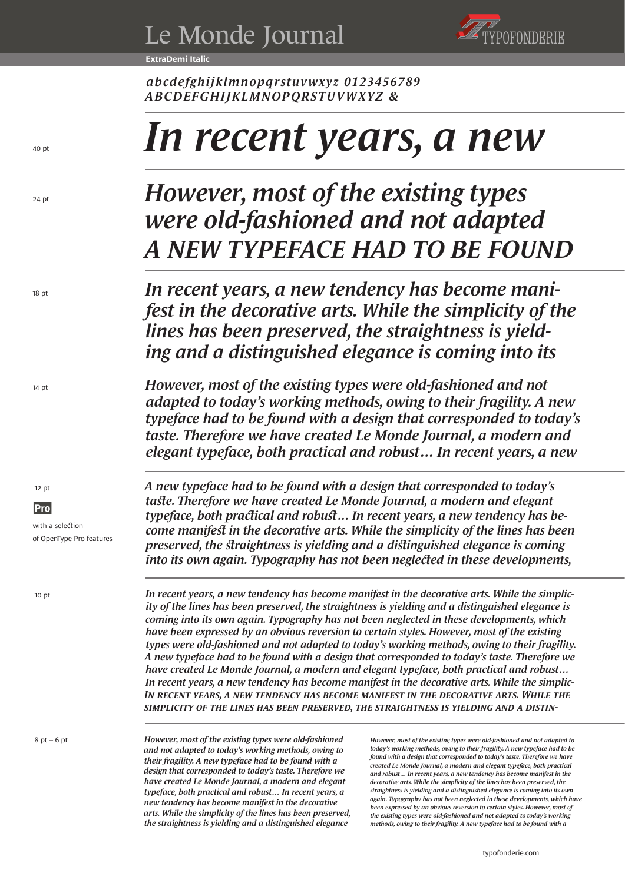# Le Monde Journal

TYPOFONDERIE

**ExtraDemi Italic**

*abcdefghijklmnopqrstuvwxyz 0123456789*
*ABCDEFGHIJKLMNOPQRSTUVWXYZ &*

40 pt

*In recent years, a new*

24 pt

*However, most of the existing types were old-fashioned and not adapted*
*A NEW TYPEFACE HAD TO BE FOUND*

18 pt

*In recent years, a new tendency has become manifest in the decorative arts. While the simplicity of the lines has been preserved, the straightness is yielding and a distinguished elegance is coming into its*

14 pt

*However, most of the existing types were old-fashioned and not adapted to today's working methods, owing to their fragility. A new typeface had to be found with a design that corresponded to today's taste. Therefore we have created Le Monde Journal, a modern and elegant typeface, both practical and robust… In recent years, a new*

12 pt

**Pro**

with a selection of OpenType Pro features

*A new typeface had to be found with a design that corresponded to today's taste. Therefore we have created Le Monde Journal, a modern and elegant typeface, both practical and robust… In recent years, a new tendency has become manifest in the decorative arts. While the simplicity of the lines has been preserved, the straightness is yielding and a distinguished elegance is coming into its own again. Typography has not been neglected in these developments,*

10 pt

*In recent years, a new tendency has become manifest in the decorative arts. While the simplicity of the lines has been preserved, the straightness is yielding and a distinguished elegance is coming into its own again. Typography has not been neglected in these developments, which have been expressed by an obvious reversion to certain styles. However, most of the existing types were old-fashioned and not adapted to today's working methods, owing to their fragility. A new typeface had to be found with a design that corresponded to today's taste. Therefore we have created Le Monde Journal, a modern and elegant typeface, both practical and robust… In recent years, a new tendency has become manifest in the decorative arts. While the simplic-*
*IN RECENT YEARS, A NEW TENDENCY HAS BECOME MANIFEST IN THE DECORATIVE ARTS. WHILE THE SIMPLICITY OF THE LINES HAS BEEN PRESERVED, THE STRAIGHTNESS IS YIELDING AND A DISTIN-*

8 pt – 6 pt

*However, most of the existing types were old-fashioned and not adapted to today's working methods, owing to their fragility. A new typeface had to be found with a design that corresponded to today's taste. Therefore we have created Le Monde Journal, a modern and elegant typeface, both practical and robust… In recent years, a new tendency has become manifest in the decorative arts. While the simplicity of the lines has been preserved, the straightness is yielding and a distinguished elegance*

*However, most of the existing types were old-fashioned and not adapted to today's working methods, owing to their fragility. A new typeface had to be found with a design that corresponded to today's taste. Therefore we have created Le Monde Journal, a modern and elegant typeface, both practical and robust… In recent years, a new tendency has become manifest in the decorative arts. While the simplicity of the lines has been preserved, the straightness is yielding and a distinguished elegance is coming into its own again. Typography has not been neglected in these developments, which have been expressed by an obvious reversion to certain styles. However, most of the existing types were old-fashioned and not adapted to today's working methods, owing to their fragility. A new typeface had to be found with a*

typofonderie.com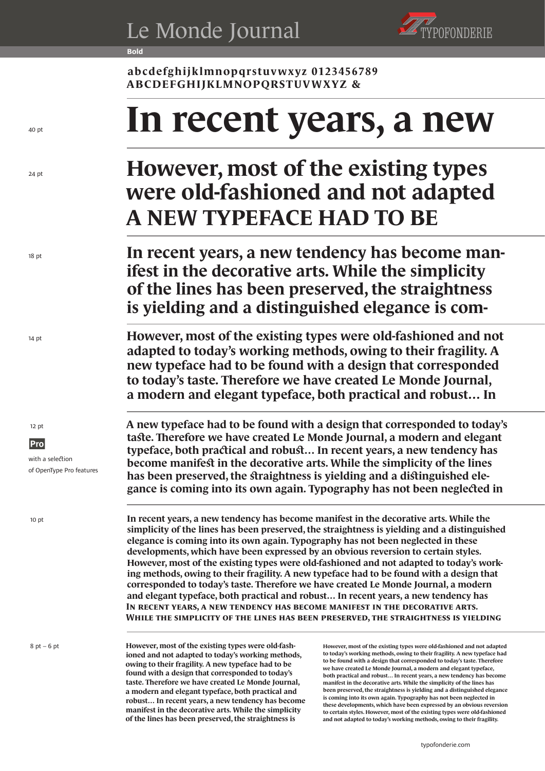# Le Monde Journal

TYPOFONDERIE

**Bold**

**abcdefghijklmnopqrstuvwxyz 0123456789**
**ABCDEFGHIJKLMNOPQRSTUVWXYZ &**

40 pt

**In recent years, a new**

24 pt

**However, most of the existing types were old-fashioned and not adapted A NEW TYPEFACE HAD TO BE**

18 pt

**In recent years, a new tendency has become manifest in the decorative arts. While the simplicity of the lines has been preserved, the straightness is yielding and a distinguished elegance is com-**

14 pt

**However, most of the existing types were old-fashioned and not adapted to today's working methods, owing to their fragility. A new typeface had to be found with a design that corresponded to today's taste. Therefore we have created Le Monde Journal, a modern and elegant typeface, both practical and robust… In**

12 pt

Pro

with a selection of OpenType Pro features

**A new typeface had to be found with a design that corresponded to today's taste. Therefore we have created Le Monde Journal, a modern and elegant typeface, both practical and robust… In recent years, a new tendency has become manifest in the decorative arts. While the simplicity of the lines has been preserved, the straightness is yielding and a distinguished elegance is coming into its own again. Typography has not been neglected in**

10 pt

**In recent years, a new tendency has become manifest in the decorative arts. While the simplicity of the lines has been preserved, the straightness is yielding and a distinguished elegance is coming into its own again. Typography has not been neglected in these developments, which have been expressed by an obvious reversion to certain styles. However, most of the existing types were old-fashioned and not adapted to today's working methods, owing to their fragility. A new typeface had to be found with a design that corresponded to today's taste. Therefore we have created Le Monde Journal, a modern and elegant typeface, both practical and robust… In recent years, a new tendency has IN RECENT YEARS, A NEW TENDENCY HAS BECOME MANIFEST IN THE DECORATIVE ARTS. WHILE THE SIMPLICITY OF THE LINES HAS BEEN PRESERVED, THE STRAIGHTNESS IS YIELDING**

8 pt – 6 pt

**However, most of the existing types were old-fashioned and not adapted to today's working methods, owing to their fragility. A new typeface had to be found with a design that corresponded to today's taste. Therefore we have created Le Monde Journal, a modern and elegant typeface, both practical and robust… In recent years, a new tendency has become manifest in the decorative arts. While the simplicity of the lines has been preserved, the straightness is**

**However, most of the existing types were old-fashioned and not adapted to today's working methods, owing to their fragility. A new typeface had to be found with a design that corresponded to today's taste. Therefore we have created Le Monde Journal, a modern and elegant typeface, both practical and robust… In recent years, a new tendency has become manifest in the decorative arts. While the simplicity of the lines has been preserved, the straightness is yielding and a distinguished elegance is coming into its own again. Typography has not been neglected in these developments, which have been expressed by an obvious reversion to certain styles. However, most of the existing types were old-fashioned and not adapted to today's working methods, owing to their fragility.**

typofonderie.com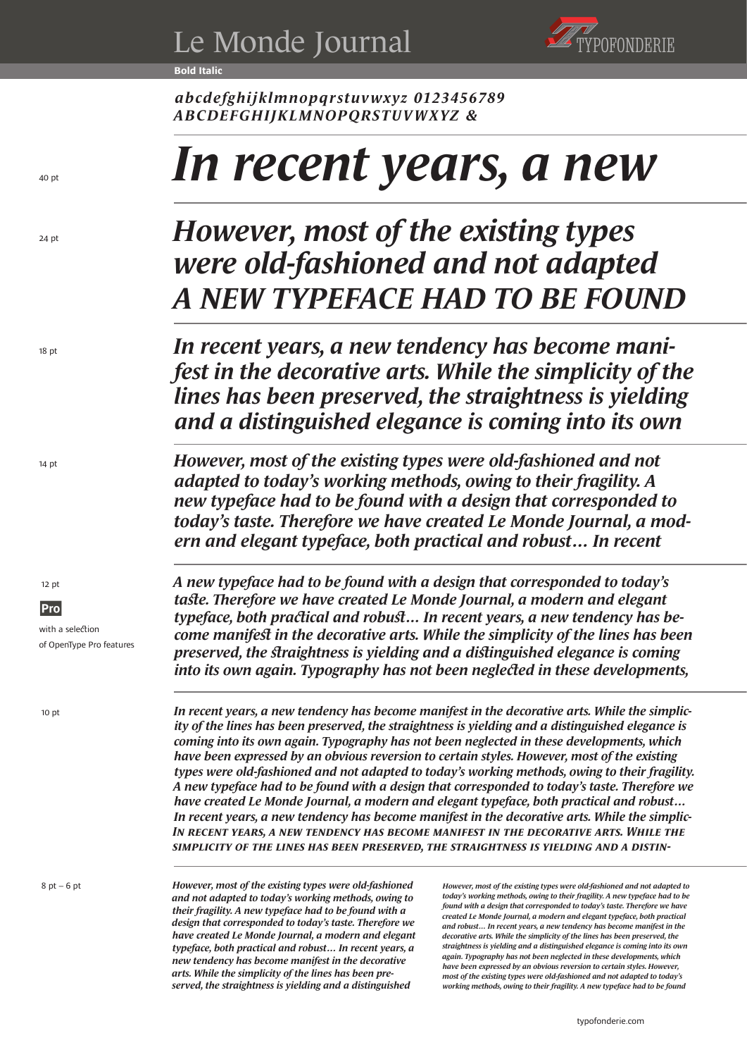# Le Monde Journal

TYPOFONDERIE

**Bold Italic**

***abcdefghijklmnopqrstuvwxyz 0123456789***
***ABCDEFGHIJKLMNOPQRSTUVWXYZ &***

40 pt

***In recent years, a new***

24 pt

***However, most of the existing types were old-fashioned and not adapted A NEW TYPEFACE HAD TO BE FOUND***

18 pt

***In recent years, a new tendency has become manifest in the decorative arts. While the simplicity of the lines has been preserved, the straightness is yielding and a distinguished elegance is coming into its own***

14 pt

***However, most of the existing types were old-fashioned and not adapted to today's working methods, owing to their fragility. A new typeface had to be found with a design that corresponded to today's taste. Therefore we have created Le Monde Journal, a modern and elegant typeface, both practical and robust… In recent***

12 pt

**Pro**

with a selection of OpenType Pro features

***A new typeface had to be found with a design that corresponded to today's taste. Therefore we have created Le Monde Journal, a modern and elegant typeface, both practical and robust… In recent years, a new tendency has become manifest in the decorative arts. While the simplicity of the lines has been preserved, the straightness is yielding and a distinguished elegance is coming into its own again. Typography has not been neglected in these developments,***

10 pt

***In recent years, a new tendency has become manifest in the decorative arts. While the simplicity of the lines has been preserved, the straightness is yielding and a distinguished elegance is coming into its own again. Typography has not been neglected in these developments, which have been expressed by an obvious reversion to certain styles. However, most of the existing types were old-fashioned and not adapted to today's working methods, owing to their fragility. A new typeface had to be found with a design that corresponded to today's taste. Therefore we have created Le Monde Journal, a modern and elegant typeface, both practical and robust… In recent years, a new tendency has become manifest in the decorative arts. While the simplic-***
***IN RECENT YEARS, A NEW TENDENCY HAS BECOME MANIFEST IN THE DECORATIVE ARTS. WHILE THE SIMPLICITY OF THE LINES HAS BEEN PRESERVED, THE STRAIGHTNESS IS YIELDING AND A DISTIN-***

8 pt – 6 pt

***However, most of the existing types were old-fashioned and not adapted to today's working methods, owing to their fragility. A new typeface had to be found with a design that corresponded to today's taste. Therefore we have created Le Monde Journal, a modern and elegant typeface, both practical and robust… In recent years, a new tendency has become manifest in the decorative arts. While the simplicity of the lines has been preserved, the straightness is yielding and a distinguished***

***However, most of the existing types were old-fashioned and not adapted to today's working methods, owing to their fragility. A new typeface had to be found with a design that corresponded to today's taste. Therefore we have created Le Monde Journal, a modern and elegant typeface, both practical and robust… In recent years, a new tendency has become manifest in the decorative arts. While the simplicity of the lines has been preserved, the straightness is yielding and a distinguished elegance is coming into its own again. Typography has not been neglected in these developments, which have been expressed by an obvious reversion to certain styles. However, most of the existing types were old-fashioned and not adapted to today's working methods, owing to their fragility. A new typeface had to be found***

typofonderie.com